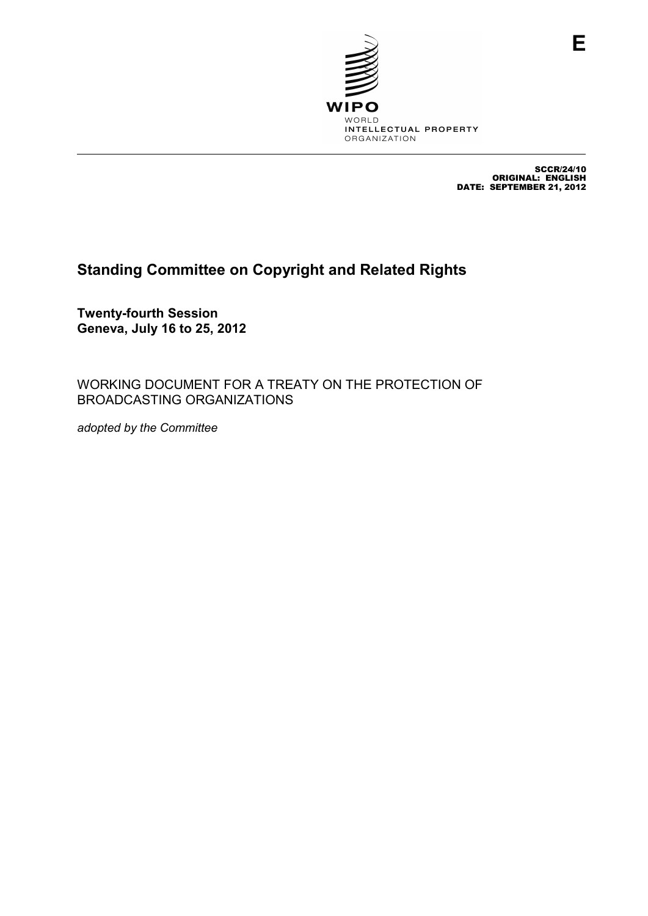E

WIPO
WORLD
INTELLECTUAL PROPERTY
ORGANIZATION

SCCR/24/10
ORIGINAL: ENGLISH
DATE: SEPTEMBER 21, 2012

# Standing Committee on Copyright and Related Rights

**Twenty-fourth Session**
**Geneva, July 16 to 25, 2012**

WORKING DOCUMENT FOR A TREATY ON THE PROTECTION OF BROADCASTING ORGANIZATIONS

*adopted by the Committee*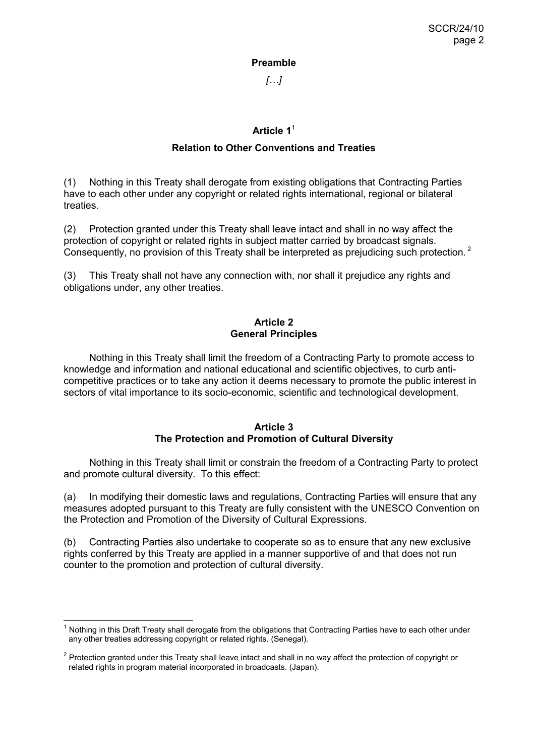## Preamble

*[…]*

## Article 1[1]

### Relation to Other Conventions and Treaties

(1) Nothing in this Treaty shall derogate from existing obligations that Contracting Parties have to each other under any copyright or related rights international, regional or bilateral treaties.

(2) Protection granted under this Treaty shall leave intact and shall in no way affect the protection of copyright or related rights in subject matter carried by broadcast signals. Consequently, no provision of this Treaty shall be interpreted as prejudicing such protection.[2]

(3) This Treaty shall not have any connection with, nor shall it prejudice any rights and obligations under, any other treaties.

## Article 2

### General Principles

Nothing in this Treaty shall limit the freedom of a Contracting Party to promote access to knowledge and information and national educational and scientific objectives, to curb anti-competitive practices or to take any action it deems necessary to promote the public interest in sectors of vital importance to its socio-economic, scientific and technological development.

## Article 3

### The Protection and Promotion of Cultural Diversity

Nothing in this Treaty shall limit or constrain the freedom of a Contracting Party to protect and promote cultural diversity. To this effect:

(a) In modifying their domestic laws and regulations, Contracting Parties will ensure that any measures adopted pursuant to this Treaty are fully consistent with the UNESCO Convention on the Protection and Promotion of the Diversity of Cultural Expressions.

(b) Contracting Parties also undertake to cooperate so as to ensure that any new exclusive rights conferred by this Treaty are applied in a manner supportive of and that does not run counter to the promotion and protection of cultural diversity.

---

[1] Nothing in this Draft Treaty shall derogate from the obligations that Contracting Parties have to each other under any other treaties addressing copyright or related rights. (Senegal).

[2] Protection granted under this Treaty shall leave intact and shall in no way affect the protection of copyright or related rights in program material incorporated in broadcasts. (Japan).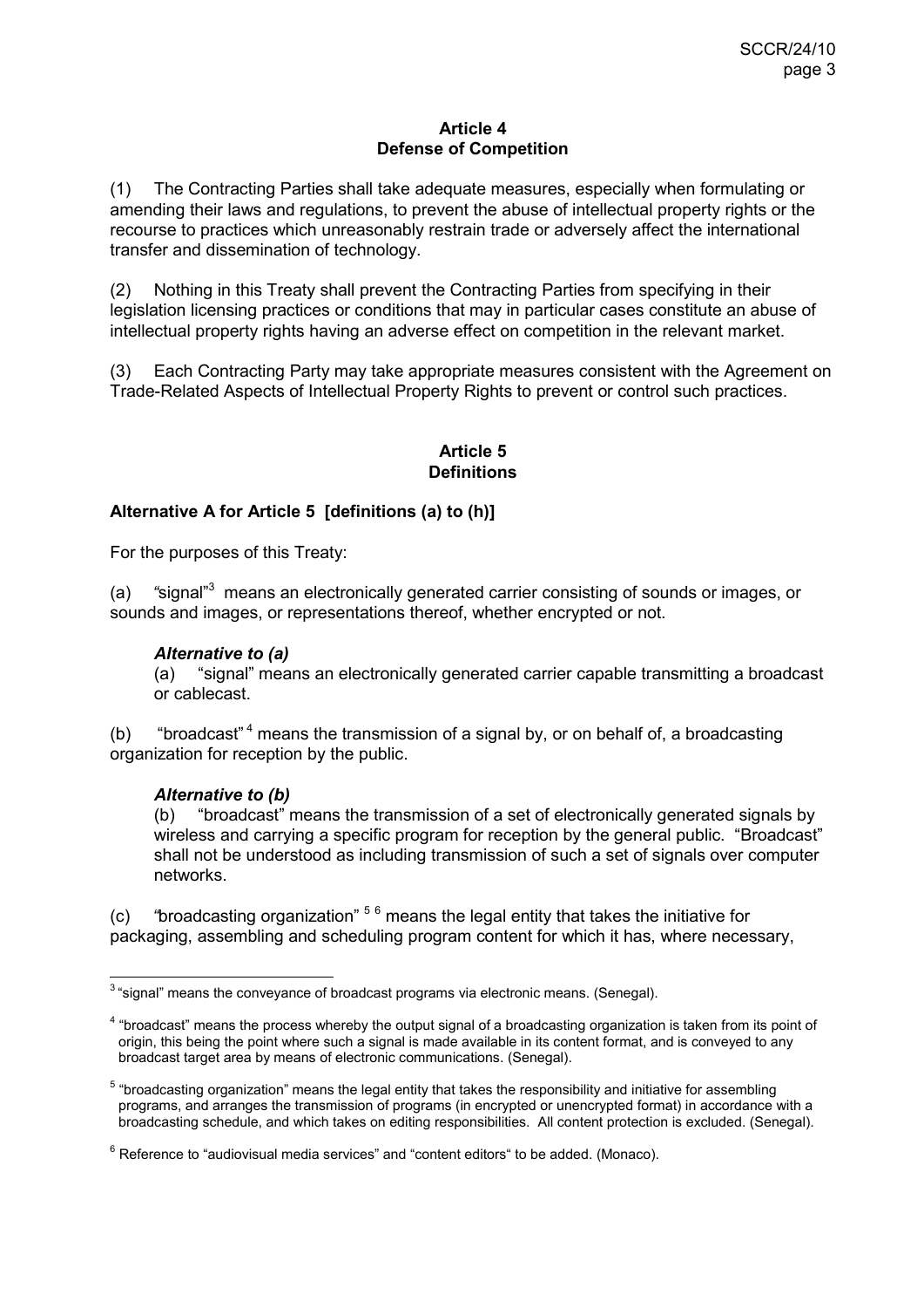**Article 4**
**Defense of Competition**

(1) The Contracting Parties shall take adequate measures, especially when formulating or amending their laws and regulations, to prevent the abuse of intellectual property rights or the recourse to practices which unreasonably restrain trade or adversely affect the international transfer and dissemination of technology.

(2) Nothing in this Treaty shall prevent the Contracting Parties from specifying in their legislation licensing practices or conditions that may in particular cases constitute an abuse of intellectual property rights having an adverse effect on competition in the relevant market.

(3) Each Contracting Party may take appropriate measures consistent with the Agreement on Trade-Related Aspects of Intellectual Property Rights to prevent or control such practices.

**Article 5**
**Definitions**

**Alternative A for Article 5 [definitions (a) to (h)]**

For the purposes of this Treaty:

(a) "signal"[3] means an electronically generated carrier consisting of sounds or images, or sounds and images, or representations thereof, whether encrypted or not.

> ***Alternative to (a)***
> (a) "signal" means an electronically generated carrier capable transmitting a broadcast or cablecast.

(b) "broadcast"[4] means the transmission of a signal by, or on behalf of, a broadcasting organization for reception by the public.

> ***Alternative to (b)***
> (b) "broadcast" means the transmission of a set of electronically generated signals by wireless and carrying a specific program for reception by the general public. "Broadcast" shall not be understood as including transmission of such a set of signals over computer networks.

(c) "broadcasting organization" [5] [6] means the legal entity that takes the initiative for packaging, assembling and scheduling program content for which it has, where necessary,

---

[3] "signal" means the conveyance of broadcast programs via electronic means. (Senegal).

[4] "broadcast" means the process whereby the output signal of a broadcasting organization is taken from its point of origin, this being the point where such a signal is made available in its content format, and is conveyed to any broadcast target area by means of electronic communications. (Senegal).

[5] "broadcasting organization" means the legal entity that takes the responsibility and initiative for assembling programs, and arranges the transmission of programs (in encrypted or unencrypted format) in accordance with a broadcasting schedule, and which takes on editing responsibilities. All content protection is excluded. (Senegal).

[6] Reference to "audiovisual media services" and "content editors" to be added. (Monaco).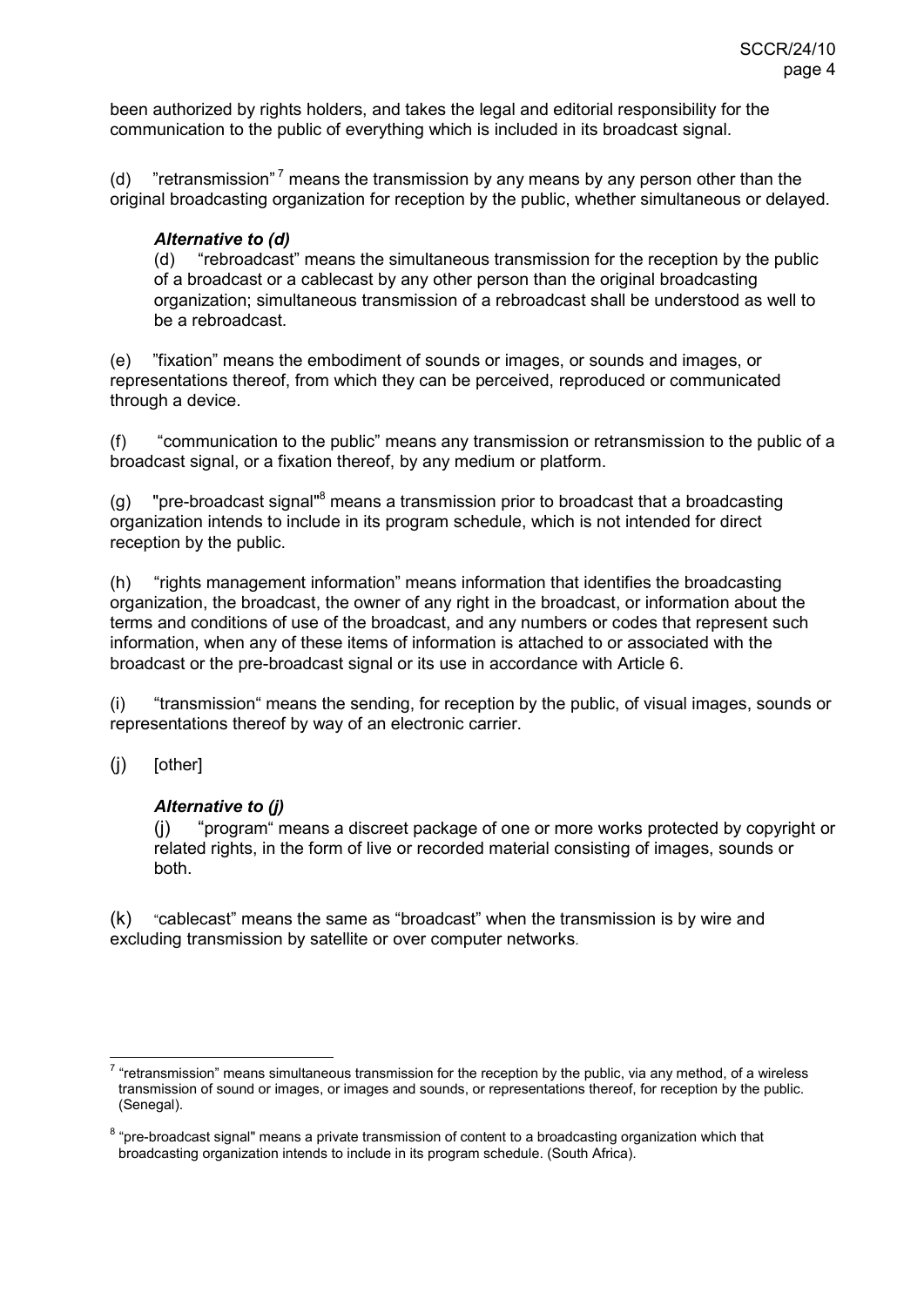been authorized by rights holders, and takes the legal and editorial responsibility for the communication to the public of everything which is included in its broadcast signal.

(d) "retransmission"[7] means the transmission by any means by any person other than the original broadcasting organization for reception by the public, whether simultaneous or delayed.

> ***Alternative to (d)***
>
> (d) "rebroadcast" means the simultaneous transmission for the reception by the public of a broadcast or a cablecast by any other person than the original broadcasting organization; simultaneous transmission of a rebroadcast shall be understood as well to be a rebroadcast.

(e) "fixation" means the embodiment of sounds or images, or sounds and images, or representations thereof, from which they can be perceived, reproduced or communicated through a device.

(f) "communication to the public" means any transmission or retransmission to the public of a broadcast signal, or a fixation thereof, by any medium or platform.

(g) "pre-broadcast signal"[8] means a transmission prior to broadcast that a broadcasting organization intends to include in its program schedule, which is not intended for direct reception by the public.

(h) "rights management information" means information that identifies the broadcasting organization, the broadcast, the owner of any right in the broadcast, or information about the terms and conditions of use of the broadcast, and any numbers or codes that represent such information, when any of these items of information is attached to or associated with the broadcast or the pre-broadcast signal or its use in accordance with Article 6.

(i) "transmission" means the sending, for reception by the public, of visual images, sounds or representations thereof by way of an electronic carrier.

(j) [other]

> ***Alternative to (j)***
>
> (j) "program" means a discreet package of one or more works protected by copyright or related rights, in the form of live or recorded material consisting of images, sounds or both.

(k) "cablecast" means the same as "broadcast" when the transmission is by wire and excluding transmission by satellite or over computer networks.

---

[7] "retransmission" means simultaneous transmission for the reception by the public, via any method, of a wireless transmission of sound or images, or images and sounds, or representations thereof, for reception by the public. (Senegal).

[8] "pre-broadcast signal" means a private transmission of content to a broadcasting organization which that broadcasting organization intends to include in its program schedule. (South Africa).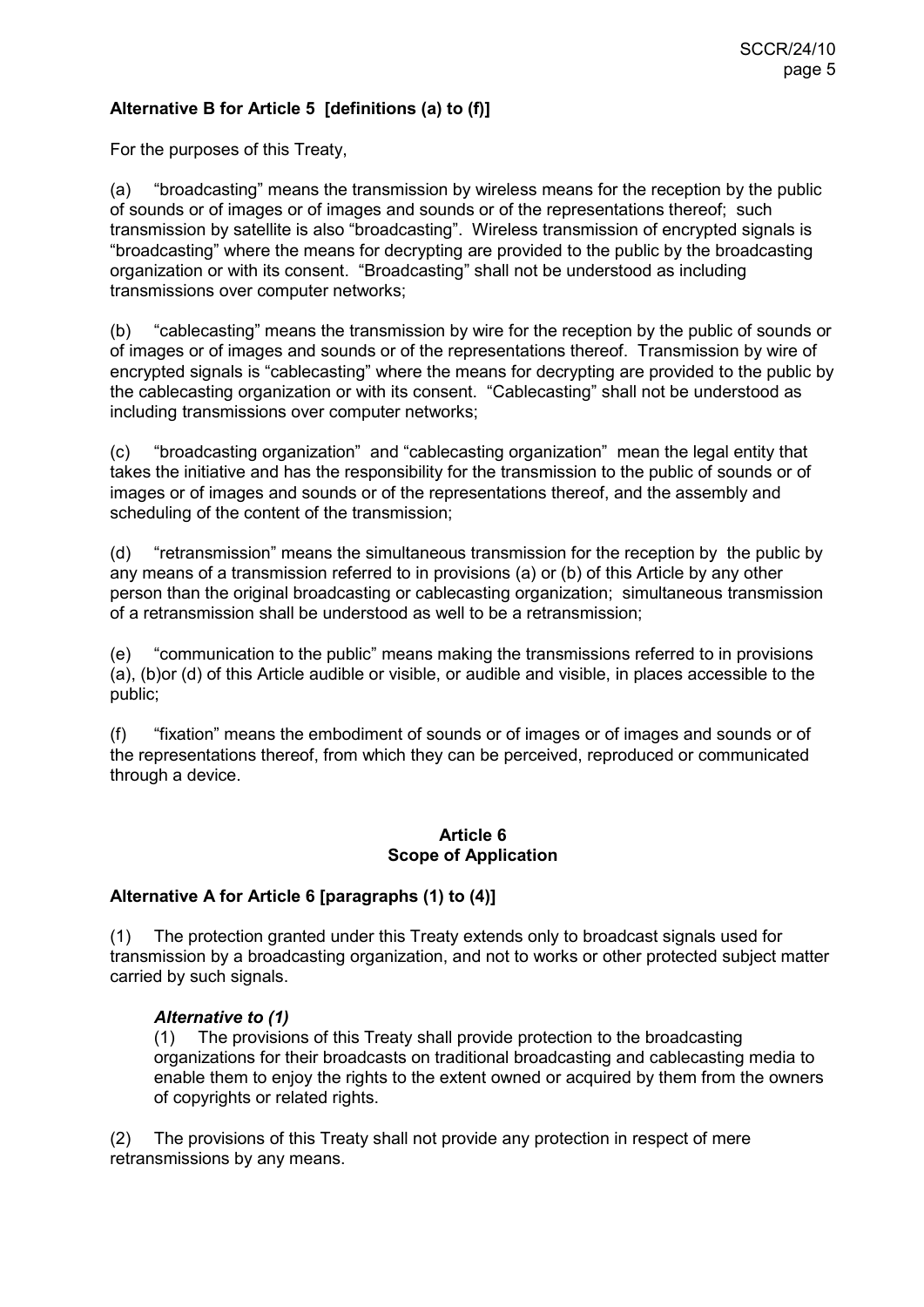**Alternative B for Article 5 [definitions (a) to (f)]**

For the purposes of this Treaty,

(a) "broadcasting" means the transmission by wireless means for the reception by the public of sounds or of images or of images and sounds or of the representations thereof; such transmission by satellite is also "broadcasting". Wireless transmission of encrypted signals is "broadcasting" where the means for decrypting are provided to the public by the broadcasting organization or with its consent. "Broadcasting" shall not be understood as including transmissions over computer networks;

(b) "cablecasting" means the transmission by wire for the reception by the public of sounds or of images or of images and sounds or of the representations thereof. Transmission by wire of encrypted signals is "cablecasting" where the means for decrypting are provided to the public by the cablecasting organization or with its consent. "Cablecasting" shall not be understood as including transmissions over computer networks;

(c) "broadcasting organization" and "cablecasting organization" mean the legal entity that takes the initiative and has the responsibility for the transmission to the public of sounds or of images or of images and sounds or of the representations thereof, and the assembly and scheduling of the content of the transmission;

(d) "retransmission" means the simultaneous transmission for the reception by the public by any means of a transmission referred to in provisions (a) or (b) of this Article by any other person than the original broadcasting or cablecasting organization; simultaneous transmission of a retransmission shall be understood as well to be a retransmission;

(e) "communication to the public" means making the transmissions referred to in provisions (a), (b)or (d) of this Article audible or visible, or audible and visible, in places accessible to the public;

(f) "fixation" means the embodiment of sounds or of images or of images and sounds or of the representations thereof, from which they can be perceived, reproduced or communicated through a device.

## Article 6
## Scope of Application

**Alternative A for Article 6 [paragraphs (1) to (4)]**

(1) The protection granted under this Treaty extends only to broadcast signals used for transmission by a broadcasting organization, and not to works or other protected subject matter carried by such signals.

> ***Alternative to (1)***
>
> (1) The provisions of this Treaty shall provide protection to the broadcasting organizations for their broadcasts on traditional broadcasting and cablecasting media to enable them to enjoy the rights to the extent owned or acquired by them from the owners of copyrights or related rights.

(2) The provisions of this Treaty shall not provide any protection in respect of mere retransmissions by any means.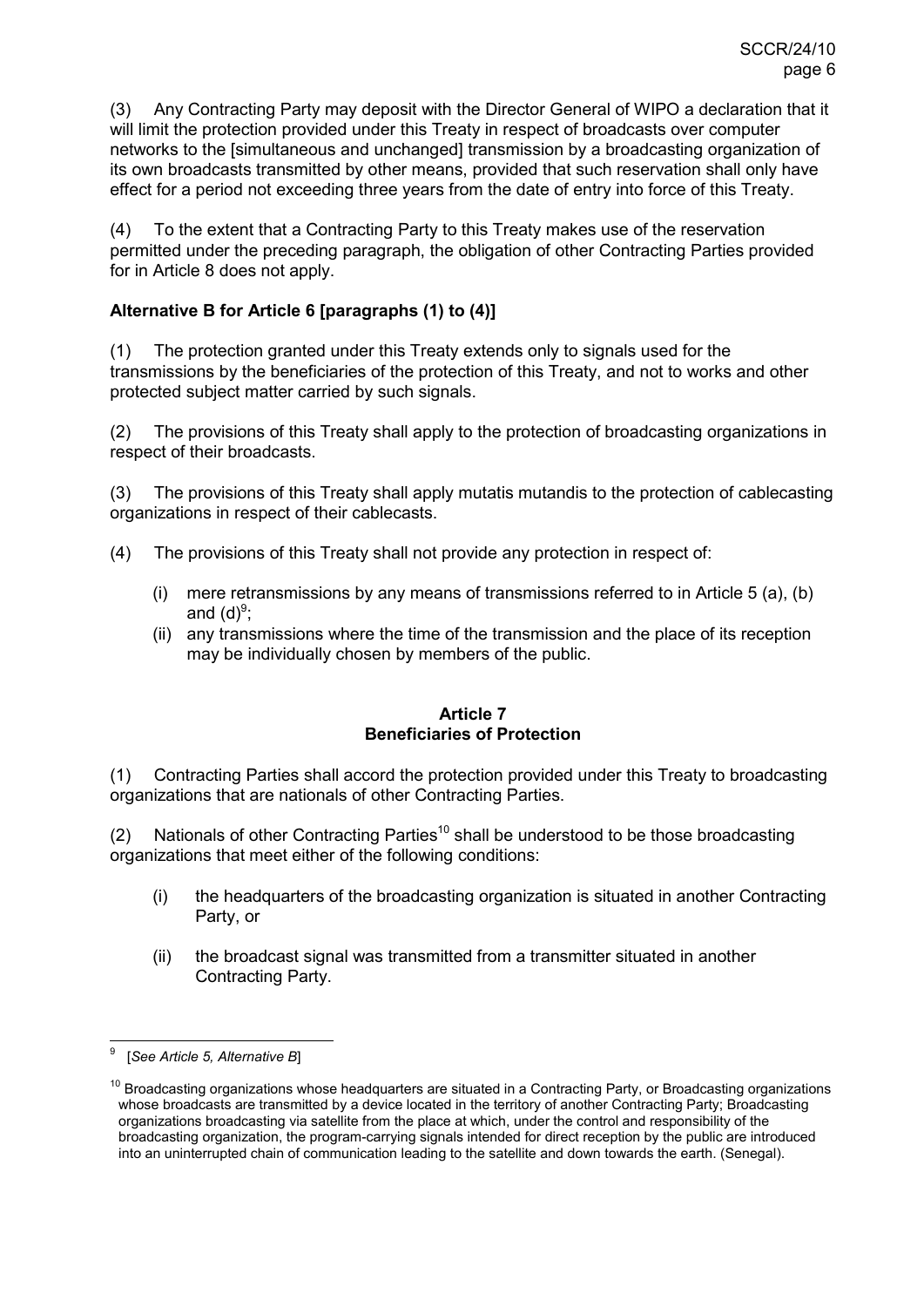(3) Any Contracting Party may deposit with the Director General of WIPO a declaration that it will limit the protection provided under this Treaty in respect of broadcasts over computer networks to the [simultaneous and unchanged] transmission by a broadcasting organization of its own broadcasts transmitted by other means, provided that such reservation shall only have effect for a period not exceeding three years from the date of entry into force of this Treaty.

(4) To the extent that a Contracting Party to this Treaty makes use of the reservation permitted under the preceding paragraph, the obligation of other Contracting Parties provided for in Article 8 does not apply.

**Alternative B for Article 6 [paragraphs (1) to (4)]**

(1) The protection granted under this Treaty extends only to signals used for the transmissions by the beneficiaries of the protection of this Treaty, and not to works and other protected subject matter carried by such signals.

(2) The provisions of this Treaty shall apply to the protection of broadcasting organizations in respect of their broadcasts.

(3) The provisions of this Treaty shall apply mutatis mutandis to the protection of cablecasting organizations in respect of their cablecasts.

(4) The provisions of this Treaty shall not provide any protection in respect of:

- (i) mere retransmissions by any means of transmissions referred to in Article 5 (a), (b) and (d)[9];
- (ii) any transmissions where the time of the transmission and the place of its reception may be individually chosen by members of the public.

## Article 7
## Beneficiaries of Protection

(1) Contracting Parties shall accord the protection provided under this Treaty to broadcasting organizations that are nationals of other Contracting Parties.

(2) Nationals of other Contracting Parties[10] shall be understood to be those broadcasting organizations that meet either of the following conditions:

- (i) the headquarters of the broadcasting organization is situated in another Contracting Party, or
- (ii) the broadcast signal was transmitted from a transmitter situated in another Contracting Party.

---

[9] [*See Article 5, Alternative B*]

[10] Broadcasting organizations whose headquarters are situated in a Contracting Party, or Broadcasting organizations whose broadcasts are transmitted by a device located in the territory of another Contracting Party; Broadcasting organizations broadcasting via satellite from the place at which, under the control and responsibility of the broadcasting organization, the program-carrying signals intended for direct reception by the public are introduced into an uninterrupted chain of communication leading to the satellite and down towards the earth. (Senegal).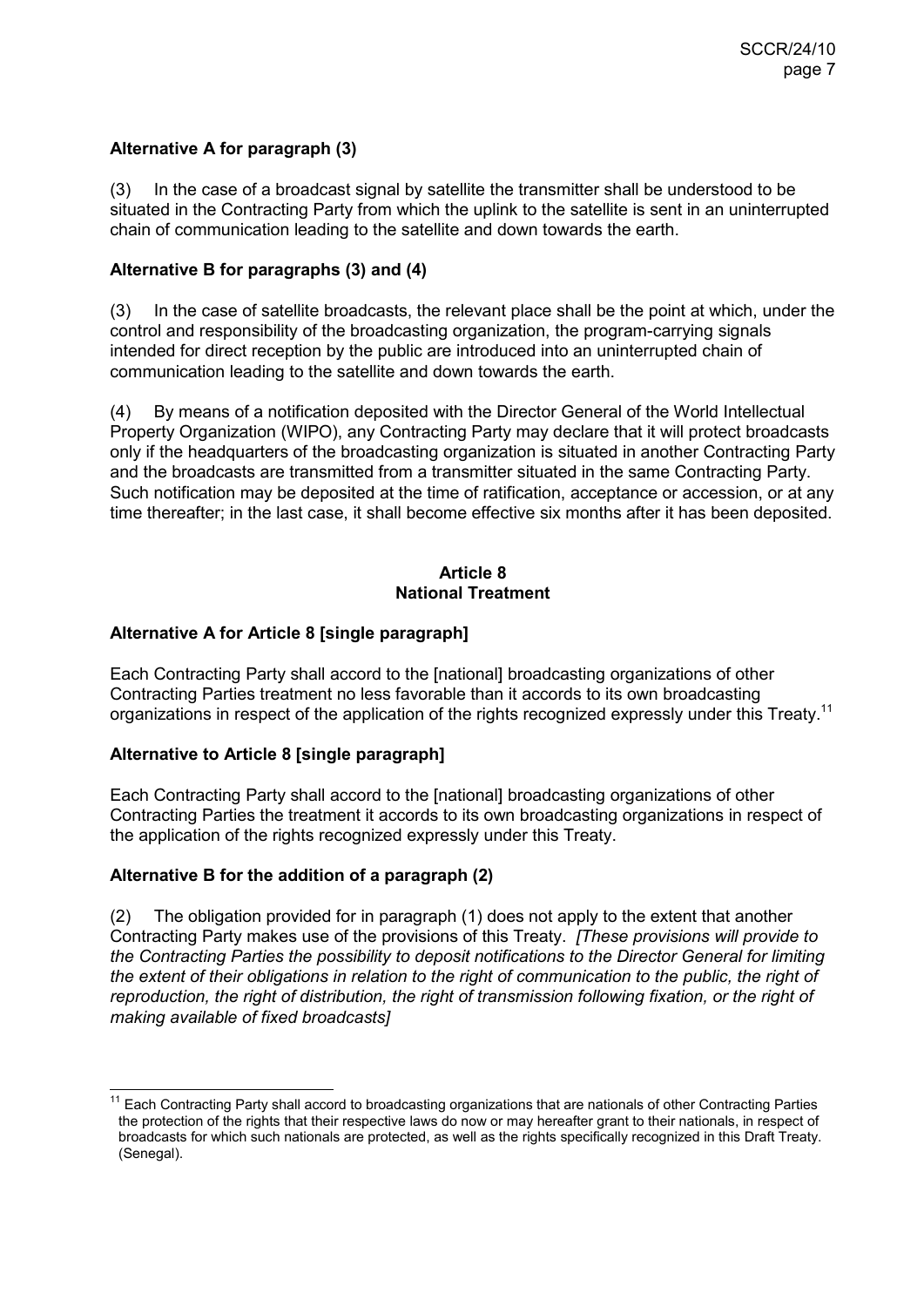**Alternative A for paragraph (3)**

(3) In the case of a broadcast signal by satellite the transmitter shall be understood to be situated in the Contracting Party from which the uplink to the satellite is sent in an uninterrupted chain of communication leading to the satellite and down towards the earth.

**Alternative B for paragraphs (3) and (4)**

(3) In the case of satellite broadcasts, the relevant place shall be the point at which, under the control and responsibility of the broadcasting organization, the program-carrying signals intended for direct reception by the public are introduced into an uninterrupted chain of communication leading to the satellite and down towards the earth.

(4) By means of a notification deposited with the Director General of the World Intellectual Property Organization (WIPO), any Contracting Party may declare that it will protect broadcasts only if the headquarters of the broadcasting organization is situated in another Contracting Party and the broadcasts are transmitted from a transmitter situated in the same Contracting Party. Such notification may be deposited at the time of ratification, acceptance or accession, or at any time thereafter; in the last case, it shall become effective six months after it has been deposited.

## Article 8
## National Treatment

**Alternative A for Article 8 [single paragraph]**

Each Contracting Party shall accord to the [national] broadcasting organizations of other Contracting Parties treatment no less favorable than it accords to its own broadcasting organizations in respect of the application of the rights recognized expressly under this Treaty.[11]

**Alternative to Article 8 [single paragraph]**

Each Contracting Party shall accord to the [national] broadcasting organizations of other Contracting Parties the treatment it accords to its own broadcasting organizations in respect of the application of the rights recognized expressly under this Treaty.

**Alternative B for the addition of a paragraph (2)**

(2) The obligation provided for in paragraph (1) does not apply to the extent that another Contracting Party makes use of the provisions of this Treaty. *[These provisions will provide to the Contracting Parties the possibility to deposit notifications to the Director General for limiting the extent of their obligations in relation to the right of communication to the public, the right of reproduction, the right of distribution, the right of transmission following fixation, or the right of making available of fixed broadcasts]*

---

[11] Each Contracting Party shall accord to broadcasting organizations that are nationals of other Contracting Parties the protection of the rights that their respective laws do now or may hereafter grant to their nationals, in respect of broadcasts for which such nationals are protected, as well as the rights specifically recognized in this Draft Treaty. (Senegal).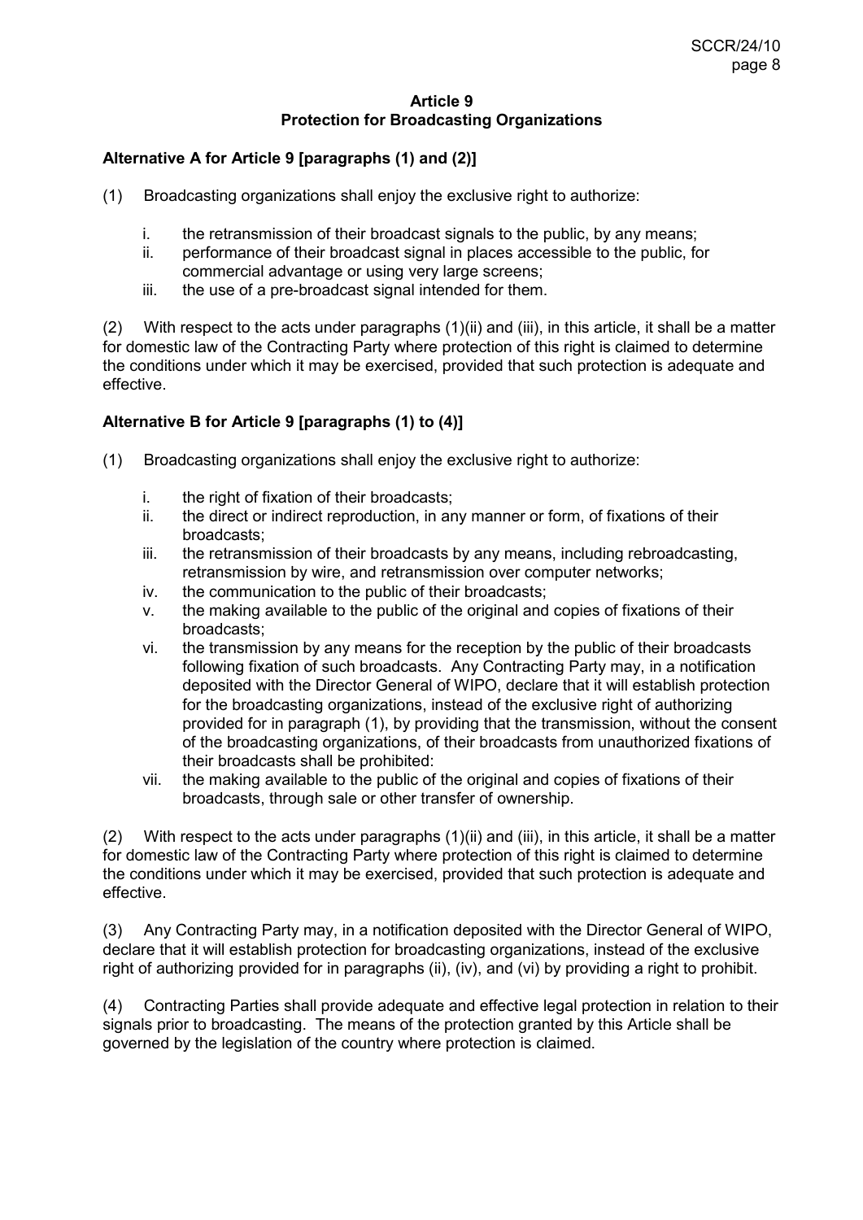## Article 9
## Protection for Broadcasting Organizations

### Alternative A for Article 9 [paragraphs (1) and (2)]

(1) Broadcasting organizations shall enjoy the exclusive right to authorize:

i. the retransmission of their broadcast signals to the public, by any means;
ii. performance of their broadcast signal in places accessible to the public, for commercial advantage or using very large screens;
iii. the use of a pre-broadcast signal intended for them.

(2) With respect to the acts under paragraphs (1)(ii) and (iii), in this article, it shall be a matter for domestic law of the Contracting Party where protection of this right is claimed to determine the conditions under which it may be exercised, provided that such protection is adequate and effective.

### Alternative B for Article 9 [paragraphs (1) to (4)]

(1) Broadcasting organizations shall enjoy the exclusive right to authorize:

i. the right of fixation of their broadcasts;
ii. the direct or indirect reproduction, in any manner or form, of fixations of their broadcasts;
iii. the retransmission of their broadcasts by any means, including rebroadcasting, retransmission by wire, and retransmission over computer networks;
iv. the communication to the public of their broadcasts;
v. the making available to the public of the original and copies of fixations of their broadcasts;
vi. the transmission by any means for the reception by the public of their broadcasts following fixation of such broadcasts. Any Contracting Party may, in a notification deposited with the Director General of WIPO, declare that it will establish protection for the broadcasting organizations, instead of the exclusive right of authorizing provided for in paragraph (1), by providing that the transmission, without the consent of the broadcasting organizations, of their broadcasts from unauthorized fixations of their broadcasts shall be prohibited:
vii. the making available to the public of the original and copies of fixations of their broadcasts, through sale or other transfer of ownership.

(2) With respect to the acts under paragraphs (1)(ii) and (iii), in this article, it shall be a matter for domestic law of the Contracting Party where protection of this right is claimed to determine the conditions under which it may be exercised, provided that such protection is adequate and effective.

(3) Any Contracting Party may, in a notification deposited with the Director General of WIPO, declare that it will establish protection for broadcasting organizations, instead of the exclusive right of authorizing provided for in paragraphs (ii), (iv), and (vi) by providing a right to prohibit.

(4) Contracting Parties shall provide adequate and effective legal protection in relation to their signals prior to broadcasting. The means of the protection granted by this Article shall be governed by the legislation of the country where protection is claimed.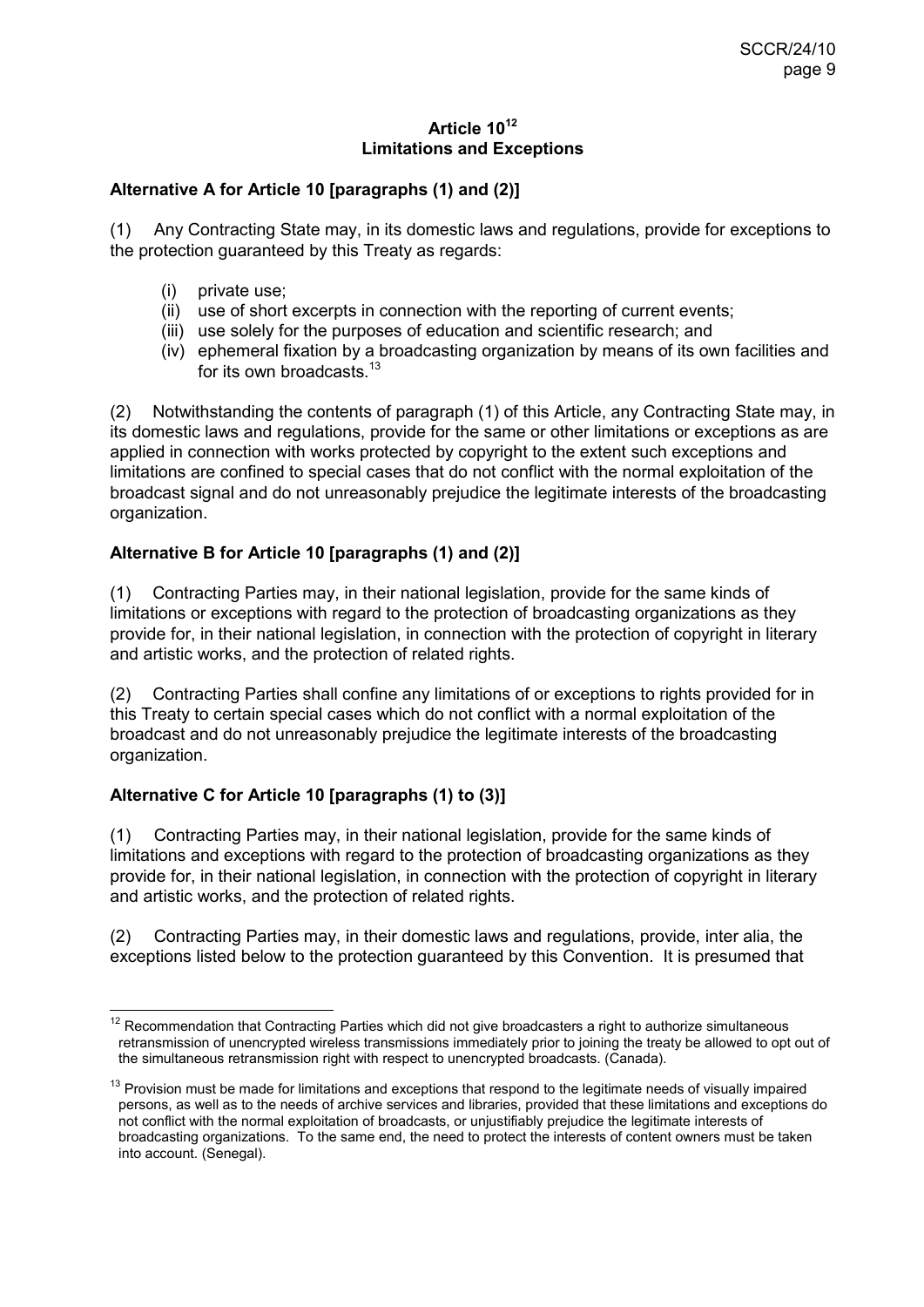**Article 10[12]**
**Limitations and Exceptions**

**Alternative A for Article 10 [paragraphs (1) and (2)]**

(1) Any Contracting State may, in its domestic laws and regulations, provide for exceptions to the protection guaranteed by this Treaty as regards:

(i) private use;
(ii) use of short excerpts in connection with the reporting of current events;
(iii) use solely for the purposes of education and scientific research; and
(iv) ephemeral fixation by a broadcasting organization by means of its own facilities and for its own broadcasts.[13]

(2) Notwithstanding the contents of paragraph (1) of this Article, any Contracting State may, in its domestic laws and regulations, provide for the same or other limitations or exceptions as are applied in connection with works protected by copyright to the extent such exceptions and limitations are confined to special cases that do not conflict with the normal exploitation of the broadcast signal and do not unreasonably prejudice the legitimate interests of the broadcasting organization.

**Alternative B for Article 10 [paragraphs (1) and (2)]**

(1) Contracting Parties may, in their national legislation, provide for the same kinds of limitations or exceptions with regard to the protection of broadcasting organizations as they provide for, in their national legislation, in connection with the protection of copyright in literary and artistic works, and the protection of related rights.

(2) Contracting Parties shall confine any limitations of or exceptions to rights provided for in this Treaty to certain special cases which do not conflict with a normal exploitation of the broadcast and do not unreasonably prejudice the legitimate interests of the broadcasting organization.

**Alternative C for Article 10 [paragraphs (1) to (3)]**

(1) Contracting Parties may, in their national legislation, provide for the same kinds of limitations and exceptions with regard to the protection of broadcasting organizations as they provide for, in their national legislation, in connection with the protection of copyright in literary and artistic works, and the protection of related rights.

(2) Contracting Parties may, in their domestic laws and regulations, provide, inter alia, the exceptions listed below to the protection guaranteed by this Convention. It is presumed that

---

[12] Recommendation that Contracting Parties which did not give broadcasters a right to authorize simultaneous retransmission of unencrypted wireless transmissions immediately prior to joining the treaty be allowed to opt out of the simultaneous retransmission right with respect to unencrypted broadcasts. (Canada).

[13] Provision must be made for limitations and exceptions that respond to the legitimate needs of visually impaired persons, as well as to the needs of archive services and libraries, provided that these limitations and exceptions do not conflict with the normal exploitation of broadcasts, or unjustifiably prejudice the legitimate interests of broadcasting organizations. To the same end, the need to protect the interests of content owners must be taken into account. (Senegal).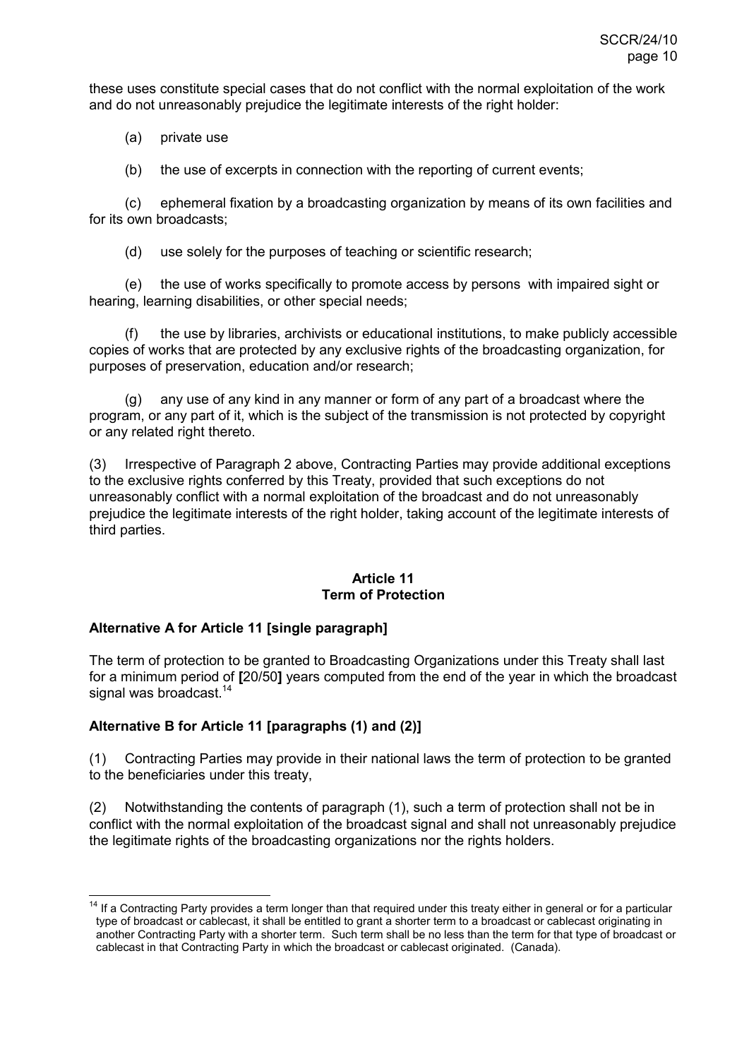these uses constitute special cases that do not conflict with the normal exploitation of the work and do not unreasonably prejudice the legitimate interests of the right holder:

(a) private use

(b) the use of excerpts in connection with the reporting of current events;

(c) ephemeral fixation by a broadcasting organization by means of its own facilities and for its own broadcasts;

(d) use solely for the purposes of teaching or scientific research;

(e) the use of works specifically to promote access by persons with impaired sight or hearing, learning disabilities, or other special needs;

(f) the use by libraries, archivists or educational institutions, to make publicly accessible copies of works that are protected by any exclusive rights of the broadcasting organization, for purposes of preservation, education and/or research;

(g) any use of any kind in any manner or form of any part of a broadcast where the program, or any part of it, which is the subject of the transmission is not protected by copyright or any related right thereto.

(3) Irrespective of Paragraph 2 above, Contracting Parties may provide additional exceptions to the exclusive rights conferred by this Treaty, provided that such exceptions do not unreasonably conflict with a normal exploitation of the broadcast and do not unreasonably prejudice the legitimate interests of the right holder, taking account of the legitimate interests of third parties.

### Article 11
### Term of Protection

**Alternative A for Article 11 [single paragraph]**

The term of protection to be granted to Broadcasting Organizations under this Treaty shall last for a minimum period of **[**20/50**]** years computed from the end of the year in which the broadcast signal was broadcast.[14]

**Alternative B for Article 11 [paragraphs (1) and (2)]**

(1) Contracting Parties may provide in their national laws the term of protection to be granted to the beneficiaries under this treaty,

(2) Notwithstanding the contents of paragraph (1), such a term of protection shall not be in conflict with the normal exploitation of the broadcast signal and shall not unreasonably prejudice the legitimate rights of the broadcasting organizations nor the rights holders.

---

[14] If a Contracting Party provides a term longer than that required under this treaty either in general or for a particular type of broadcast or cablecast, it shall be entitled to grant a shorter term to a broadcast or cablecast originating in another Contracting Party with a shorter term. Such term shall be no less than the term for that type of broadcast or cablecast in that Contracting Party in which the broadcast or cablecast originated. (Canada).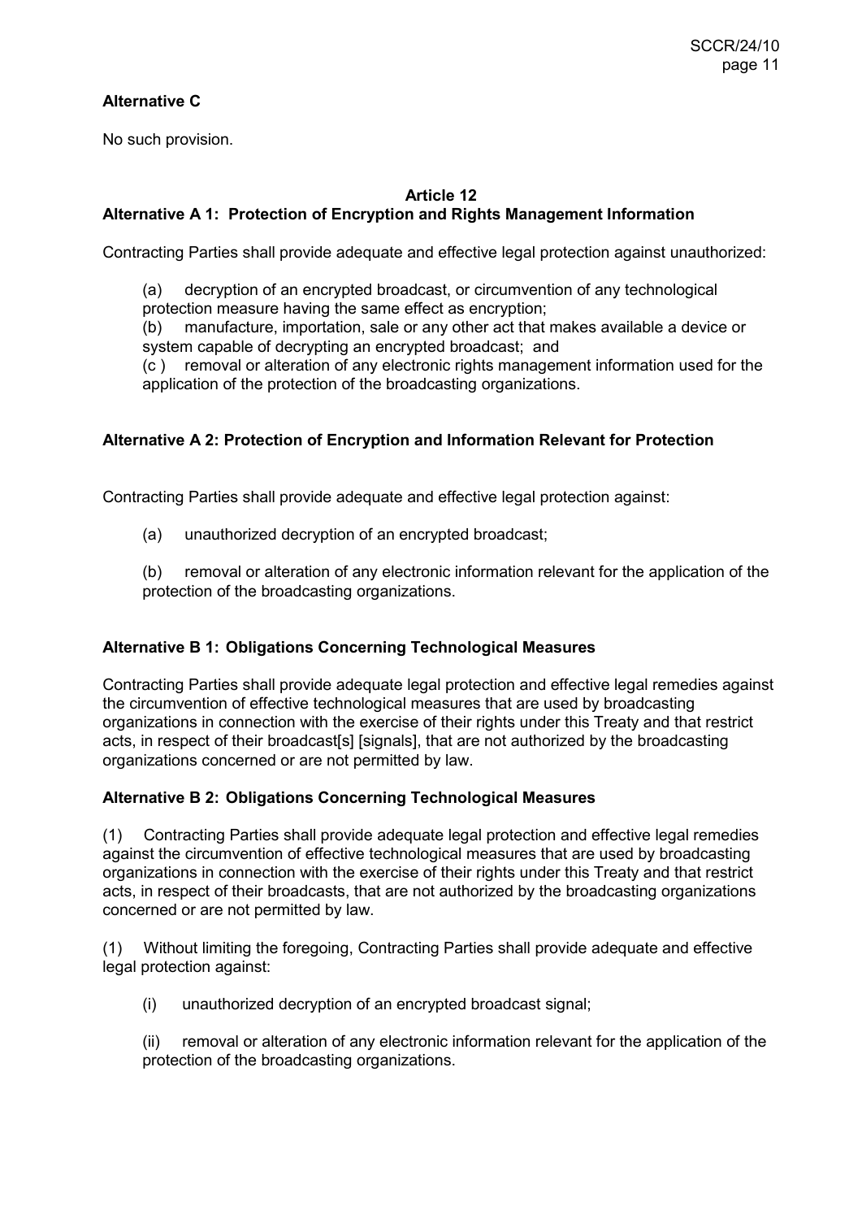**Alternative C**

No such provision.

**Article 12**

**Alternative A 1: Protection of Encryption and Rights Management Information**

Contracting Parties shall provide adequate and effective legal protection against unauthorized:

(a) decryption of an encrypted broadcast, or circumvention of any technological protection measure having the same effect as encryption;
(b) manufacture, importation, sale or any other act that makes available a device or system capable of decrypting an encrypted broadcast; and
(c ) removal or alteration of any electronic rights management information used for the application of the protection of the broadcasting organizations.

**Alternative A 2: Protection of Encryption and Information Relevant for Protection**

Contracting Parties shall provide adequate and effective legal protection against:

(a) unauthorized decryption of an encrypted broadcast;

(b) removal or alteration of any electronic information relevant for the application of the protection of the broadcasting organizations.

**Alternative B 1: Obligations Concerning Technological Measures**

Contracting Parties shall provide adequate legal protection and effective legal remedies against the circumvention of effective technological measures that are used by broadcasting organizations in connection with the exercise of their rights under this Treaty and that restrict acts, in respect of their broadcast[s] [signals], that are not authorized by the broadcasting organizations concerned or are not permitted by law.

**Alternative B 2: Obligations Concerning Technological Measures**

(1) Contracting Parties shall provide adequate legal protection and effective legal remedies against the circumvention of effective technological measures that are used by broadcasting organizations in connection with the exercise of their rights under this Treaty and that restrict acts, in respect of their broadcasts, that are not authorized by the broadcasting organizations concerned or are not permitted by law.

(1) Without limiting the foregoing, Contracting Parties shall provide adequate and effective legal protection against:

(i) unauthorized decryption of an encrypted broadcast signal;

(ii) removal or alteration of any electronic information relevant for the application of the protection of the broadcasting organizations.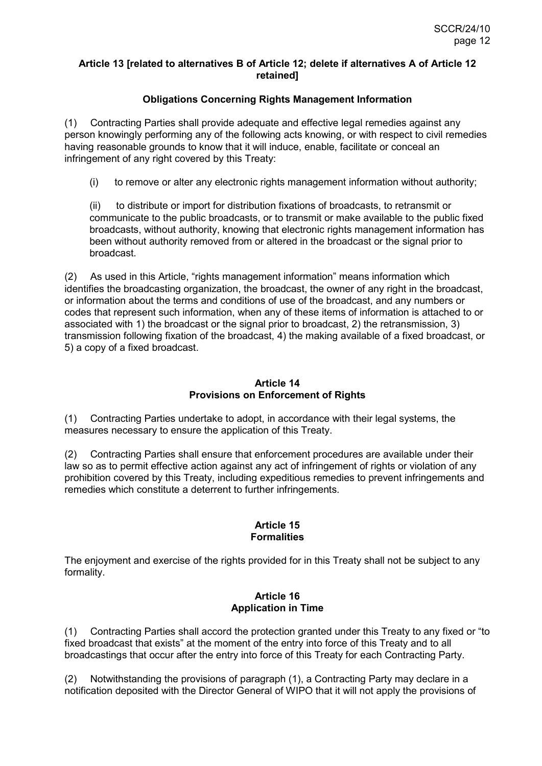**Article 13 [related to alternatives B of Article 12; delete if alternatives A of Article 12 retained]**

**Obligations Concerning Rights Management Information**

(1) Contracting Parties shall provide adequate and effective legal remedies against any person knowingly performing any of the following acts knowing, or with respect to civil remedies having reasonable grounds to know that it will induce, enable, facilitate or conceal an infringement of any right covered by this Treaty:

(i) to remove or alter any electronic rights management information without authority;

(ii) to distribute or import for distribution fixations of broadcasts, to retransmit or communicate to the public broadcasts, or to transmit or make available to the public fixed broadcasts, without authority, knowing that electronic rights management information has been without authority removed from or altered in the broadcast or the signal prior to broadcast.

(2) As used in this Article, "rights management information" means information which identifies the broadcasting organization, the broadcast, the owner of any right in the broadcast, or information about the terms and conditions of use of the broadcast, and any numbers or codes that represent such information, when any of these items of information is attached to or associated with 1) the broadcast or the signal prior to broadcast, 2) the retransmission, 3) transmission following fixation of the broadcast, 4) the making available of a fixed broadcast, or 5) a copy of a fixed broadcast.

**Article 14**
**Provisions on Enforcement of Rights**

(1) Contracting Parties undertake to adopt, in accordance with their legal systems, the measures necessary to ensure the application of this Treaty.

(2) Contracting Parties shall ensure that enforcement procedures are available under their law so as to permit effective action against any act of infringement of rights or violation of any prohibition covered by this Treaty, including expeditious remedies to prevent infringements and remedies which constitute a deterrent to further infringements.

**Article 15**
**Formalities**

The enjoyment and exercise of the rights provided for in this Treaty shall not be subject to any formality.

**Article 16**
**Application in Time**

(1) Contracting Parties shall accord the protection granted under this Treaty to any fixed or "to fixed broadcast that exists" at the moment of the entry into force of this Treaty and to all broadcastings that occur after the entry into force of this Treaty for each Contracting Party.

(2) Notwithstanding the provisions of paragraph (1), a Contracting Party may declare in a notification deposited with the Director General of WIPO that it will not apply the provisions of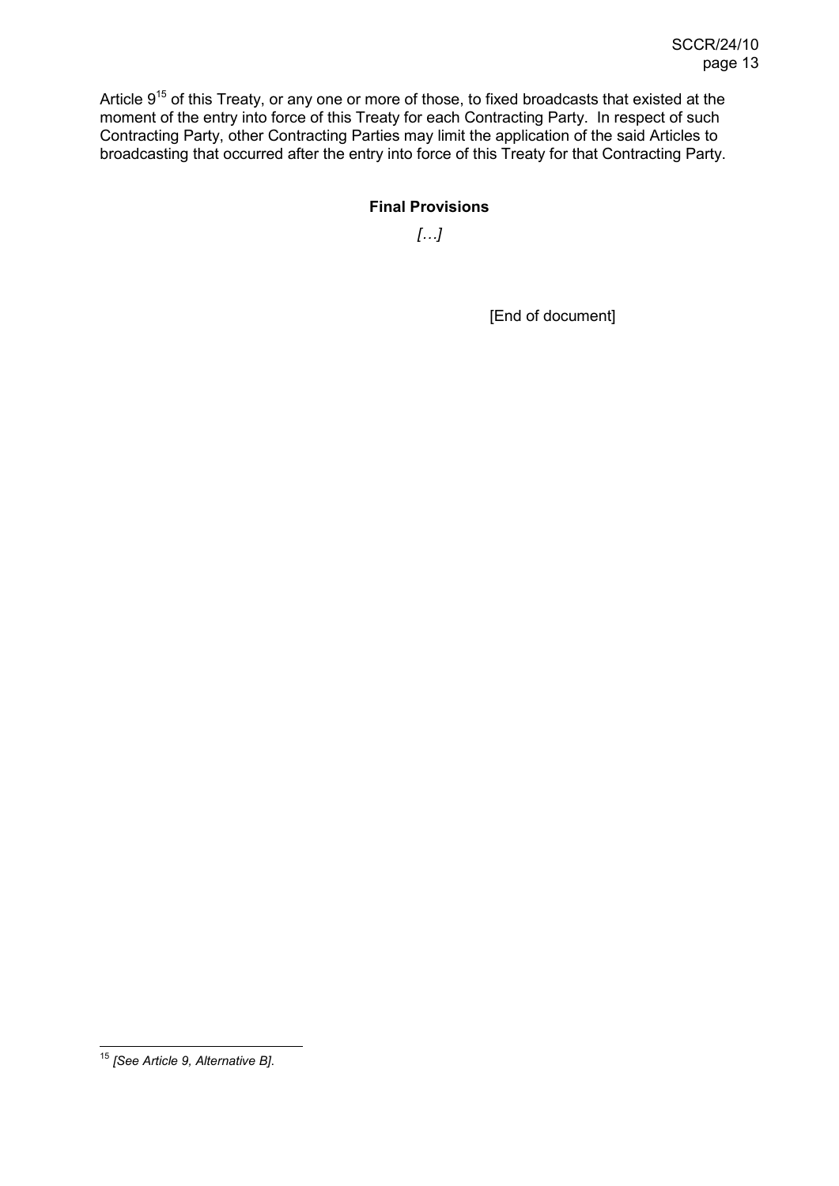Article 9[15] of this Treaty, or any one or more of those, to fixed broadcasts that existed at the moment of the entry into force of this Treaty for each Contracting Party. In respect of such Contracting Party, other Contracting Parties may limit the application of the said Articles to broadcasting that occurred after the entry into force of this Treaty for that Contracting Party.

**Final Provisions**

*[…]*

[End of document]

[15] *[See Article 9, Alternative B]*.